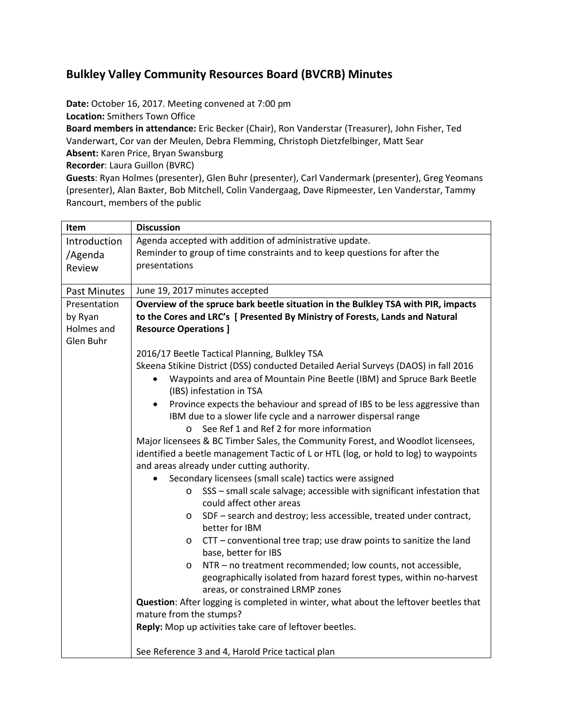## Bulkley Valley Community Resources Board (BVCRB) Minutes

**Date:** October 16, 2017. Meeting convened at 7:00 pm
**Location:** Smithers Town Office
**Board members in attendance:** Eric Becker (Chair), Ron Vanderstar (Treasurer), John Fisher, Ted Vanderwart, Cor van der Meulen, Debra Flemming, Christoph Dietzfelbinger, Matt Sear
**Absent:** Karen Price, Bryan Swansburg
**Recorder**: Laura Guillon (BVRC)
**Guests**: Ryan Holmes (presenter), Glen Buhr (presenter), Carl Vandermark (presenter), Greg Yeomans (presenter), Alan Baxter, Bob Mitchell, Colin Vandergaag, Dave Ripmeester, Len Vanderstar, Tammy Rancourt, members of the public

| Item | Discussion |
|---|---|
| Introduction /Agenda Review | Agenda accepted with addition of administrative update.<br>Reminder to group of time constraints and to keep questions for after the presentations |
| Past Minutes | June 19, 2017 minutes accepted |
| Presentation by Ryan Holmes and Glen Buhr | **Overview of the spruce bark beetle situation in the Bulkley TSA with PIR, impacts to the Cores and LRC's [ Presented By Ministry of Forests, Lands and Natural Resource Operations ]**<br><br>2016/17 Beetle Tactical Planning, Bulkley TSA<br>Skeena Stikine District (DSS) conducted Detailed Aerial Surveys (DAOS) in fall 2016<br>• Waypoints and area of Mountain Pine Beetle (IBM) and Spruce Bark Beetle (IBS) infestation in TSA<br>• Province expects the behaviour and spread of IBS to be less aggressive than IBM due to a slower life cycle and a narrower dispersal range<br>&nbsp;&nbsp;&nbsp;&nbsp;o See Ref 1 and Ref 2 for more information<br>Major licensees & BC Timber Sales, the Community Forest, and Woodlot licensees, identified a beetle management Tactic of L or HTL (log, or hold to log) to waypoints and areas already under cutting authority.<br>• Secondary licensees (small scale) tactics were assigned<br>&nbsp;&nbsp;&nbsp;&nbsp;o SSS – small scale salvage; accessible with significant infestation that could affect other areas<br>&nbsp;&nbsp;&nbsp;&nbsp;o SDF – search and destroy; less accessible, treated under contract, better for IBM<br>&nbsp;&nbsp;&nbsp;&nbsp;o CTT – conventional tree trap; use draw points to sanitize the land base, better for IBS<br>&nbsp;&nbsp;&nbsp;&nbsp;o NTR – no treatment recommended; low counts, not accessible, geographically isolated from hazard forest types, within no-harvest areas, or constrained LRMP zones<br>**Question**: After logging is completed in winter, what about the leftover beetles that mature from the stumps?<br>**Reply:** Mop up activities take care of leftover beetles.<br><br>See Reference 3 and 4, Harold Price tactical plan |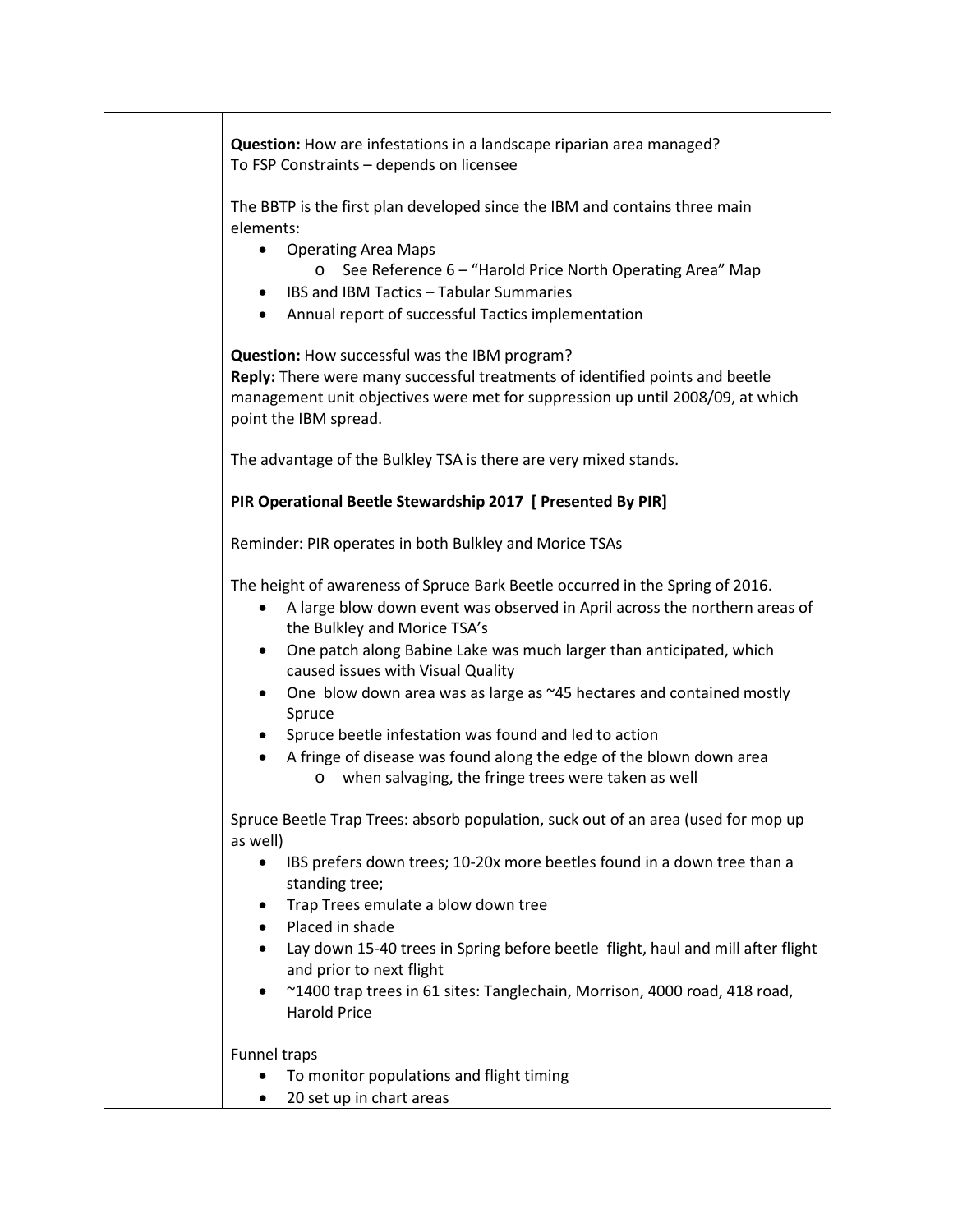**Question:** How are infestations in a landscape riparian area managed?
To FSP Constraints – depends on licensee

The BBTP is the first plan developed since the IBM and contains three main elements:

- Operating Area Maps
  - See Reference 6 – "Harold Price North Operating Area" Map
- IBS and IBM Tactics – Tabular Summaries
- Annual report of successful Tactics implementation

**Question:** How successful was the IBM program?
**Reply:** There were many successful treatments of identified points and beetle management unit objectives were met for suppression up until 2008/09, at which point the IBM spread.

The advantage of the Bulkley TSA is there are very mixed stands.

**PIR Operational Beetle Stewardship 2017 [ Presented By PIR]**

Reminder: PIR operates in both Bulkley and Morice TSAs

The height of awareness of Spruce Bark Beetle occurred in the Spring of 2016.

- A large blow down event was observed in April across the northern areas of the Bulkley and Morice TSA's
- One patch along Babine Lake was much larger than anticipated, which caused issues with Visual Quality
- One blow down area was as large as ~45 hectares and contained mostly Spruce
- Spruce beetle infestation was found and led to action
- A fringe of disease was found along the edge of the blown down area
  - when salvaging, the fringe trees were taken as well

Spruce Beetle Trap Trees: absorb population, suck out of an area (used for mop up as well)

- IBS prefers down trees; 10-20x more beetles found in a down tree than a standing tree;
- Trap Trees emulate a blow down tree
- Placed in shade
- Lay down 15-40 trees in Spring before beetle flight, haul and mill after flight and prior to next flight
- ~1400 trap trees in 61 sites: Tanglechain, Morrison, 4000 road, 418 road, Harold Price

Funnel traps

- To monitor populations and flight timing
- 20 set up in chart areas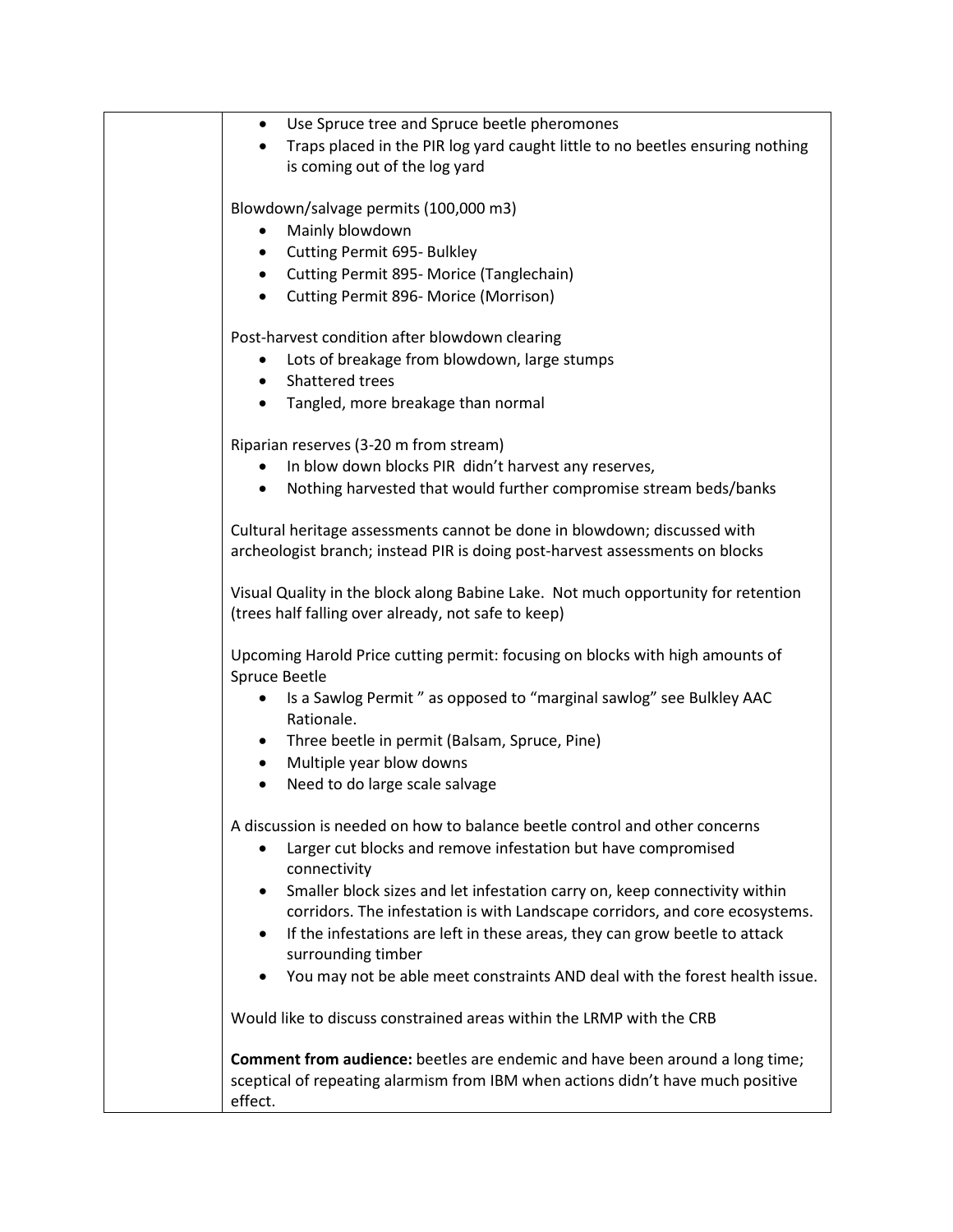| | |
|---|---|
| | • Use Spruce tree and Spruce beetle pheromones<br>• Traps placed in the PIR log yard caught little to no beetles ensuring nothing is coming out of the log yard<br><br>Blowdown/salvage permits (100,000 m3)<br>• Mainly blowdown<br>• Cutting Permit 695- Bulkley<br>• Cutting Permit 895- Morice (Tanglechain)<br>• Cutting Permit 896- Morice (Morrison)<br><br>Post-harvest condition after blowdown clearing<br>• Lots of breakage from blowdown, large stumps<br>• Shattered trees<br>• Tangled, more breakage than normal<br><br>Riparian reserves (3-20 m from stream)<br>• In blow down blocks PIR didn't harvest any reserves,<br>• Nothing harvested that would further compromise stream beds/banks<br><br>Cultural heritage assessments cannot be done in blowdown; discussed with archeologist branch; instead PIR is doing post-harvest assessments on blocks<br><br>Visual Quality in the block along Babine Lake. Not much opportunity for retention (trees half falling over already, not safe to keep)<br><br>Upcoming Harold Price cutting permit: focusing on blocks with high amounts of Spruce Beetle<br>• Is a Sawlog Permit " as opposed to "marginal sawlog" see Bulkley AAC Rationale.<br>• Three beetle in permit (Balsam, Spruce, Pine)<br>• Multiple year blow downs<br>• Need to do large scale salvage<br><br>A discussion is needed on how to balance beetle control and other concerns<br>• Larger cut blocks and remove infestation but have compromised connectivity<br>• Smaller block sizes and let infestation carry on, keep connectivity within corridors. The infestation is with Landscape corridors, and core ecosystems.<br>• If the infestations are left in these areas, they can grow beetle to attack surrounding timber<br>• You may not be able meet constraints AND deal with the forest health issue.<br><br>Would like to discuss constrained areas within the LRMP with the CRB<br><br>**Comment from audience:** beetles are endemic and have been around a long time; sceptical of repeating alarmism from IBM when actions didn't have much positive effect. |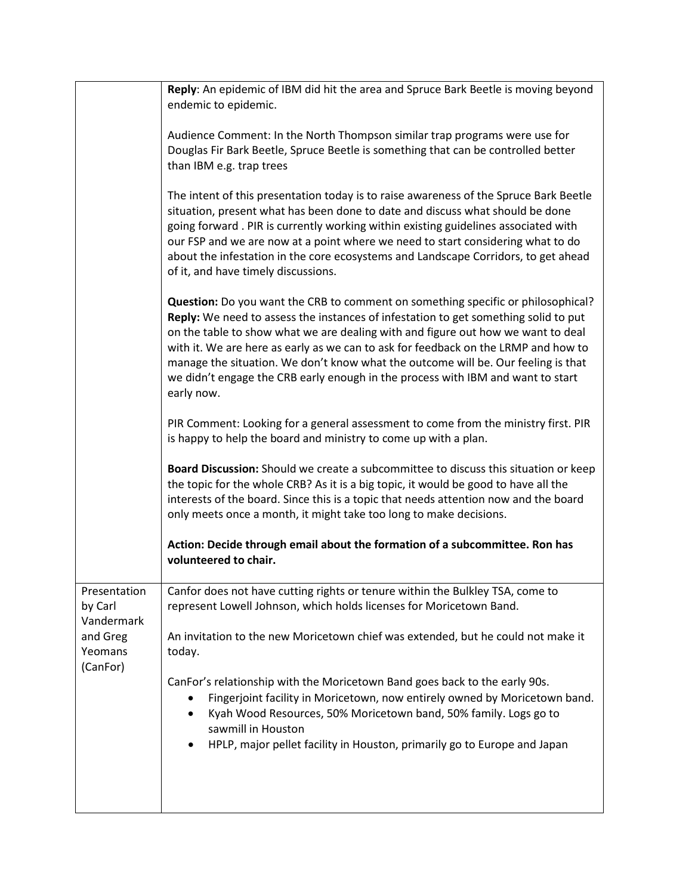| | |
|---|---|
| | **Reply**: An epidemic of IBM did hit the area and Spruce Bark Beetle is moving beyond endemic to epidemic.<br><br>Audience Comment: In the North Thompson similar trap programs were use for Douglas Fir Bark Beetle, Spruce Beetle is something that can be controlled better than IBM e.g. trap trees<br><br>The intent of this presentation today is to raise awareness of the Spruce Bark Beetle situation, present what has been done to date and discuss what should be done going forward . PIR is currently working within existing guidelines associated with our FSP and we are now at a point where we need to start considering what to do about the infestation in the core ecosystems and Landscape Corridors, to get ahead of it, and have timely discussions.<br><br>**Question:** Do you want the CRB to comment on something specific or philosophical? **Reply:** We need to assess the instances of infestation to get something solid to put on the table to show what we are dealing with and figure out how we want to deal with it. We are here as early as we can to ask for feedback on the LRMP and how to manage the situation. We don't know what the outcome will be. Our feeling is that we didn't engage the CRB early enough in the process with IBM and want to start early now.<br><br>PIR Comment: Looking for a general assessment to come from the ministry first. PIR is happy to help the board and ministry to come up with a plan.<br><br>**Board Discussion:** Should we create a subcommittee to discuss this situation or keep the topic for the whole CRB? As it is a big topic, it would be good to have all the interests of the board. Since this is a topic that needs attention now and the board only meets once a month, it might take too long to make decisions.<br><br>**Action: Decide through email about the formation of a subcommittee. Ron has volunteered to chair.** |
| Presentation by Carl Vandermark and Greg Yeomans (CanFor) | Canfor does not have cutting rights or tenure within the Bulkley TSA, come to represent Lowell Johnson, which holds licenses for Moricetown Band.<br><br>An invitation to the new Moricetown chief was extended, but he could not make it today.<br><br>CanFor's relationship with the Moricetown Band goes back to the early 90s.<br>• Fingerjoint facility in Moricetown, now entirely owned by Moricetown band.<br>• Kyah Wood Resources, 50% Moricetown band, 50% family. Logs go to sawmill in Houston<br>• HPLP, major pellet facility in Houston, primarily go to Europe and Japan |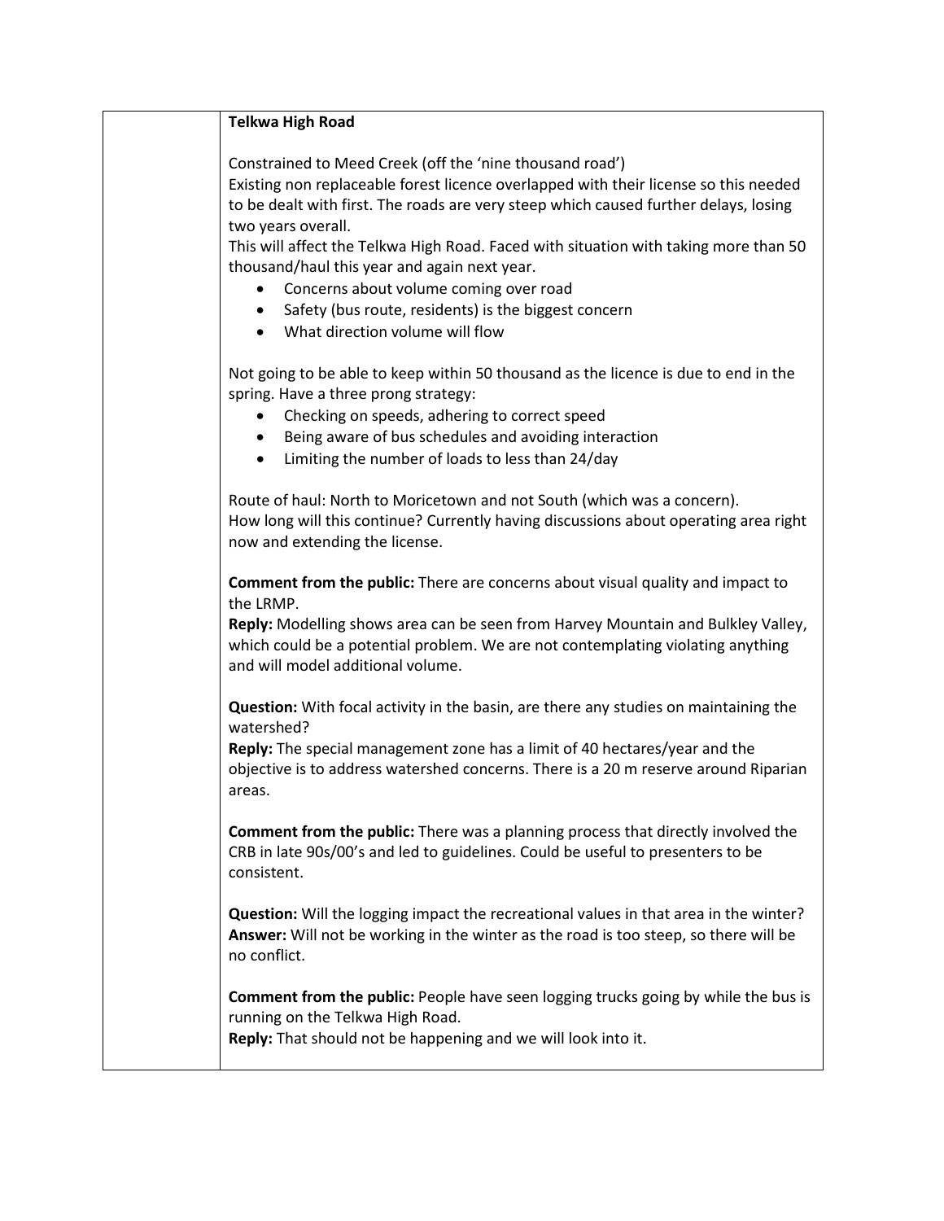**Telkwa High Road**

Constrained to Meed Creek (off the 'nine thousand road')
Existing non replaceable forest licence overlapped with their license so this needed to be dealt with first. The roads are very steep which caused further delays, losing two years overall.
This will affect the Telkwa High Road. Faced with situation with taking more than 50 thousand/haul this year and again next year.

- Concerns about volume coming over road
- Safety (bus route, residents) is the biggest concern
- What direction volume will flow

Not going to be able to keep within 50 thousand as the licence is due to end in the spring. Have a three prong strategy:

- Checking on speeds, adhering to correct speed
- Being aware of bus schedules and avoiding interaction
- Limiting the number of loads to less than 24/day

Route of haul: North to Moricetown and not South (which was a concern).
How long will this continue? Currently having discussions about operating area right now and extending the license.

**Comment from the public:** There are concerns about visual quality and impact to the LRMP.
**Reply:** Modelling shows area can be seen from Harvey Mountain and Bulkley Valley, which could be a potential problem. We are not contemplating violating anything and will model additional volume.

**Question:** With focal activity in the basin, are there any studies on maintaining the watershed?
**Reply:** The special management zone has a limit of 40 hectares/year and the objective is to address watershed concerns. There is a 20 m reserve around Riparian areas.

**Comment from the public:** There was a planning process that directly involved the CRB in late 90s/00's and led to guidelines. Could be useful to presenters to be consistent.

**Question:** Will the logging impact the recreational values in that area in the winter?
**Answer:** Will not be working in the winter as the road is too steep, so there will be no conflict.

**Comment from the public:** People have seen logging trucks going by while the bus is running on the Telkwa High Road.
**Reply:** That should not be happening and we will look into it.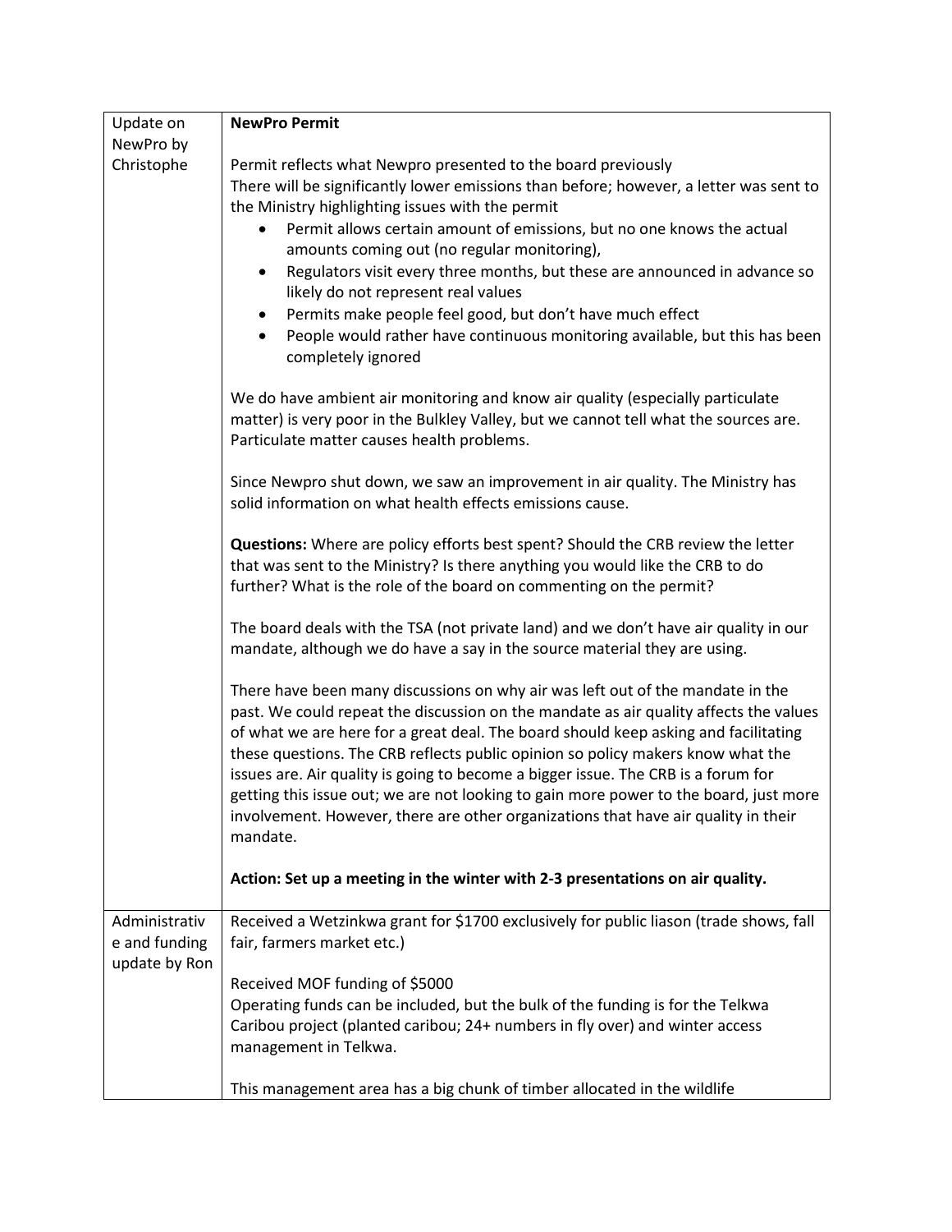| | |
|---|---|
| Update on NewPro by Christophe | **NewPro Permit**<br><br>Permit reflects what Newpro presented to the board previously<br>There will be significantly lower emissions than before; however, a letter was sent to the Ministry highlighting issues with the permit<br>• Permit allows certain amount of emissions, but no one knows the actual amounts coming out (no regular monitoring),<br>• Regulators visit every three months, but these are announced in advance so likely do not represent real values<br>• Permits make people feel good, but don't have much effect<br>• People would rather have continuous monitoring available, but this has been completely ignored<br><br>We do have ambient air monitoring and know air quality (especially particulate matter) is very poor in the Bulkley Valley, but we cannot tell what the sources are. Particulate matter causes health problems.<br><br>Since Newpro shut down, we saw an improvement in air quality. The Ministry has solid information on what health effects emissions cause.<br><br>**Questions:** Where are policy efforts best spent? Should the CRB review the letter that was sent to the Ministry? Is there anything you would like the CRB to do further? What is the role of the board on commenting on the permit?<br><br>The board deals with the TSA (not private land) and we don't have air quality in our mandate, although we do have a say in the source material they are using.<br><br>There have been many discussions on why air was left out of the mandate in the past. We could repeat the discussion on the mandate as air quality affects the values of what we are here for a great deal. The board should keep asking and facilitating these questions. The CRB reflects public opinion so policy makers know what the issues are. Air quality is going to become a bigger issue. The CRB is a forum for getting this issue out; we are not looking to gain more power to the board, just more involvement. However, there are other organizations that have air quality in their mandate.<br><br>**Action: Set up a meeting in the winter with 2-3 presentations on air quality.** |
| Administrative and funding update by Ron | Received a Wetzinkwa grant for $1700 exclusively for public liason (trade shows, fall fair, farmers market etc.)<br><br>Received MOF funding of $5000<br>Operating funds can be included, but the bulk of the funding is for the Telkwa Caribou project (planted caribou; 24+ numbers in fly over) and winter access management in Telkwa.<br><br>This management area has a big chunk of timber allocated in the wildlife |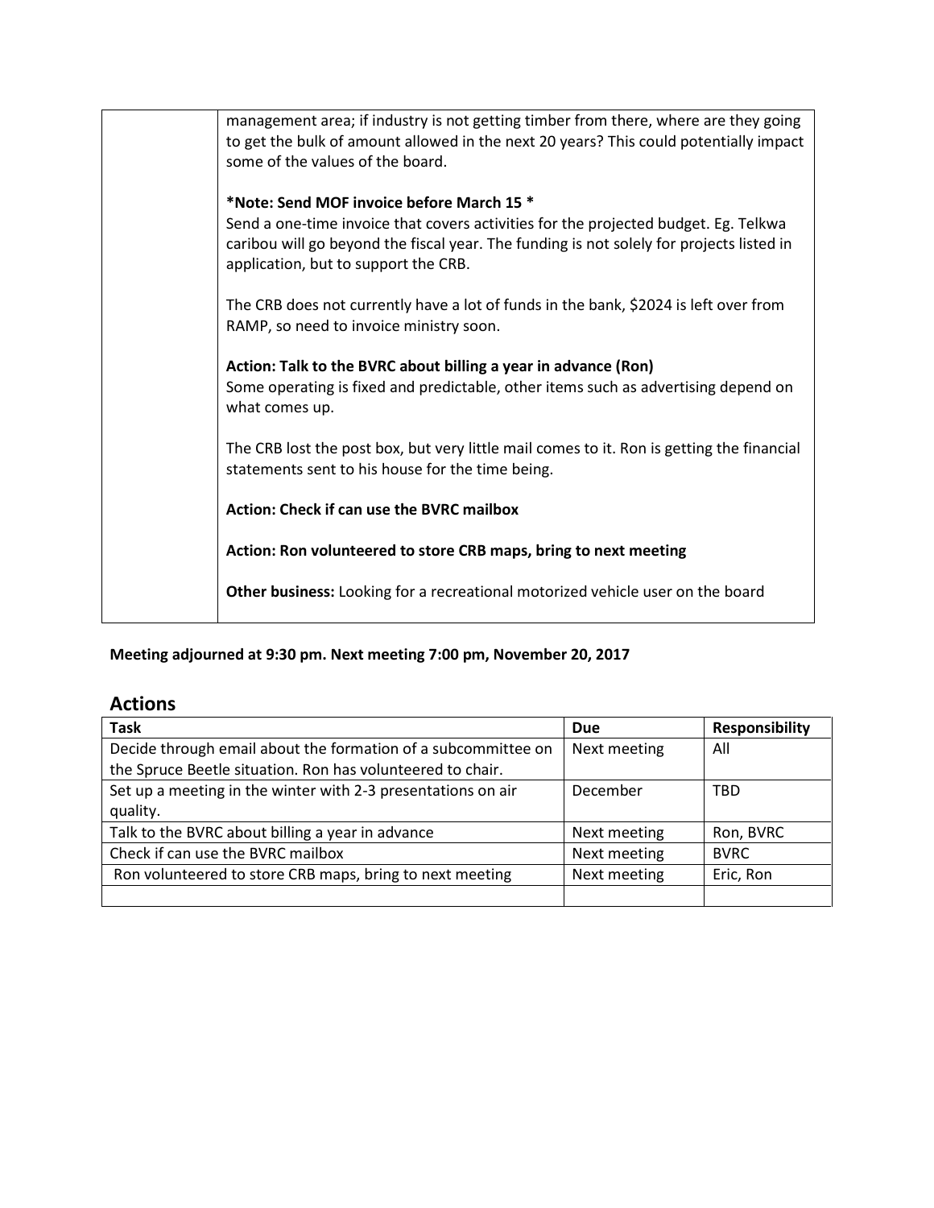| | |
|---|---|
| | management area; if industry is not getting timber from there, where are they going to get the bulk of amount allowed in the next 20 years? This could potentially impact some of the values of the board.<br><br>**\*Note: Send MOF invoice before March 15 \***<br>Send a one-time invoice that covers activities for the projected budget. Eg. Telkwa caribou will go beyond the fiscal year. The funding is not solely for projects listed in application, but to support the CRB.<br><br>The CRB does not currently have a lot of funds in the bank, $2024 is left over from RAMP, so need to invoice ministry soon.<br><br>**Action: Talk to the BVRC about billing a year in advance (Ron)**<br>Some operating is fixed and predictable, other items such as advertising depend on what comes up.<br><br>The CRB lost the post box, but very little mail comes to it. Ron is getting the financial statements sent to his house for the time being.<br><br>**Action: Check if can use the BVRC mailbox**<br><br>**Action: Ron volunteered to store CRB maps, bring to next meeting**<br><br>**Other business:** Looking for a recreational motorized vehicle user on the board |

**Meeting adjourned at 9:30 pm. Next meeting 7:00 pm, November 20, 2017**

## Actions

| Task | Due | Responsibility |
|---|---|---|
| Decide through email about the formation of a subcommittee on the Spruce Beetle situation. Ron has volunteered to chair. | Next meeting | All |
| Set up a meeting in the winter with 2-3 presentations on air quality. | December | TBD |
| Talk to the BVRC about billing a year in advance | Next meeting | Ron, BVRC |
| Check if can use the BVRC mailbox | Next meeting | BVRC |
| Ron volunteered to store CRB maps, bring to next meeting | Next meeting | Eric, Ron |
| | | |